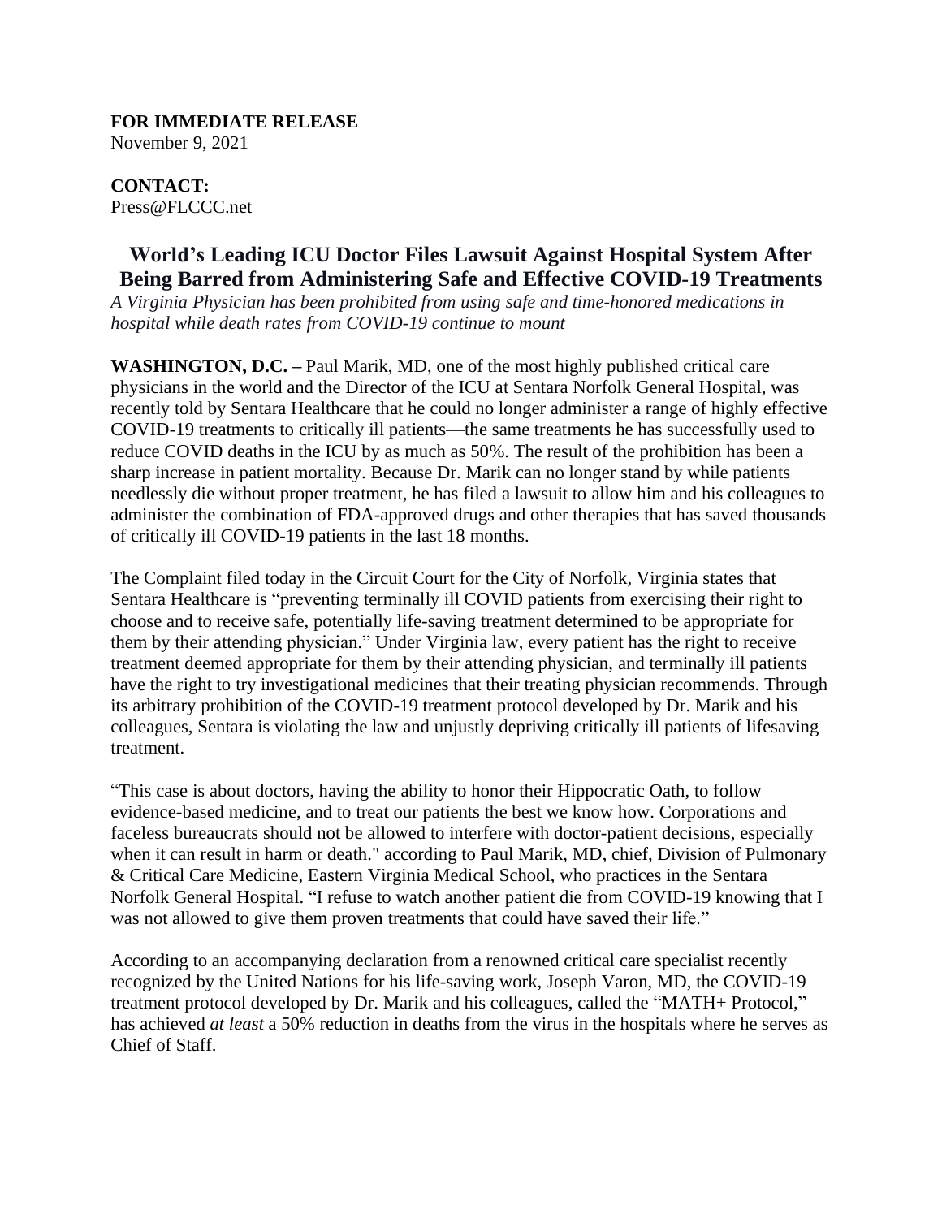**FOR IMMEDIATE RELEASE**
November 9, 2021

**CONTACT:**
Press@FLCCC.net

# World's Leading ICU Doctor Files Lawsuit Against Hospital System After Being Barred from Administering Safe and Effective COVID-19 Treatments

*A Virginia Physician has been prohibited from using safe and time-honored medications in hospital while death rates from COVID-19 continue to mount*

**WASHINGTON, D.C. –** Paul Marik, MD, one of the most highly published critical care physicians in the world and the Director of the ICU at Sentara Norfolk General Hospital, was recently told by Sentara Healthcare that he could no longer administer a range of highly effective COVID-19 treatments to critically ill patients—the same treatments he has successfully used to reduce COVID deaths in the ICU by as much as 50%. The result of the prohibition has been a sharp increase in patient mortality. Because Dr. Marik can no longer stand by while patients needlessly die without proper treatment, he has filed a lawsuit to allow him and his colleagues to administer the combination of FDA-approved drugs and other therapies that has saved thousands of critically ill COVID-19 patients in the last 18 months.

The Complaint filed today in the Circuit Court for the City of Norfolk, Virginia states that Sentara Healthcare is "preventing terminally ill COVID patients from exercising their right to choose and to receive safe, potentially life-saving treatment determined to be appropriate for them by their attending physician." Under Virginia law, every patient has the right to receive treatment deemed appropriate for them by their attending physician, and terminally ill patients have the right to try investigational medicines that their treating physician recommends. Through its arbitrary prohibition of the COVID-19 treatment protocol developed by Dr. Marik and his colleagues, Sentara is violating the law and unjustly depriving critically ill patients of lifesaving treatment.

"This case is about doctors, having the ability to honor their Hippocratic Oath, to follow evidence-based medicine, and to treat our patients the best we know how. Corporations and faceless bureaucrats should not be allowed to interfere with doctor-patient decisions, especially when it can result in harm or death." according to Paul Marik, MD, chief, Division of Pulmonary & Critical Care Medicine, Eastern Virginia Medical School, who practices in the Sentara Norfolk General Hospital. "I refuse to watch another patient die from COVID-19 knowing that I was not allowed to give them proven treatments that could have saved their life."

According to an accompanying declaration from a renowned critical care specialist recently recognized by the United Nations for his life-saving work, Joseph Varon, MD, the COVID-19 treatment protocol developed by Dr. Marik and his colleagues, called the "MATH+ Protocol," has achieved *at least* a 50% reduction in deaths from the virus in the hospitals where he serves as Chief of Staff.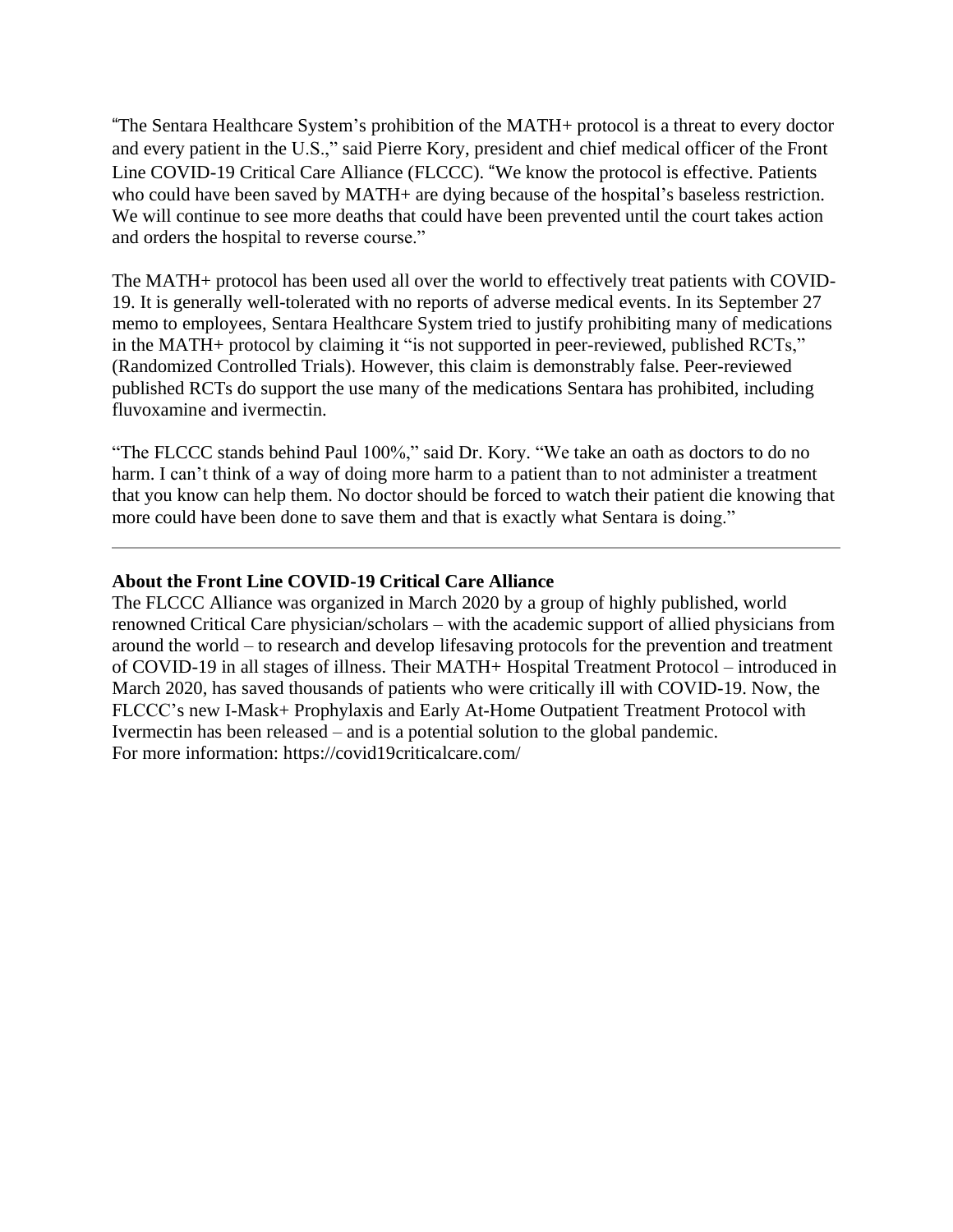"The Sentara Healthcare System's prohibition of the MATH+ protocol is a threat to every doctor and every patient in the U.S.," said Pierre Kory, president and chief medical officer of the Front Line COVID-19 Critical Care Alliance (FLCCC). "We know the protocol is effective. Patients who could have been saved by MATH+ are dying because of the hospital's baseless restriction. We will continue to see more deaths that could have been prevented until the court takes action and orders the hospital to reverse course."

The MATH+ protocol has been used all over the world to effectively treat patients with COVID-19. It is generally well-tolerated with no reports of adverse medical events. In its September 27 memo to employees, Sentara Healthcare System tried to justify prohibiting many of medications in the MATH+ protocol by claiming it "is not supported in peer-reviewed, published RCTs," (Randomized Controlled Trials). However, this claim is demonstrably false. Peer-reviewed published RCTs do support the use many of the medications Sentara has prohibited, including fluvoxamine and ivermectin.

"The FLCCC stands behind Paul 100%," said Dr. Kory. "We take an oath as doctors to do no harm. I can't think of a way of doing more harm to a patient than to not administer a treatment that you know can help them. No doctor should be forced to watch their patient die knowing that more could have been done to save them and that is exactly what Sentara is doing."

---

**About the Front Line COVID-19 Critical Care Alliance**

The FLCCC Alliance was organized in March 2020 by a group of highly published, world renowned Critical Care physician/scholars – with the academic support of allied physicians from around the world – to research and develop lifesaving protocols for the prevention and treatment of COVID-19 in all stages of illness. Their MATH+ Hospital Treatment Protocol – introduced in March 2020, has saved thousands of patients who were critically ill with COVID-19. Now, the FLCCC's new I-Mask+ Prophylaxis and Early At-Home Outpatient Treatment Protocol with Ivermectin has been released – and is a potential solution to the global pandemic.

For more information: https://covid19criticalcare.com/